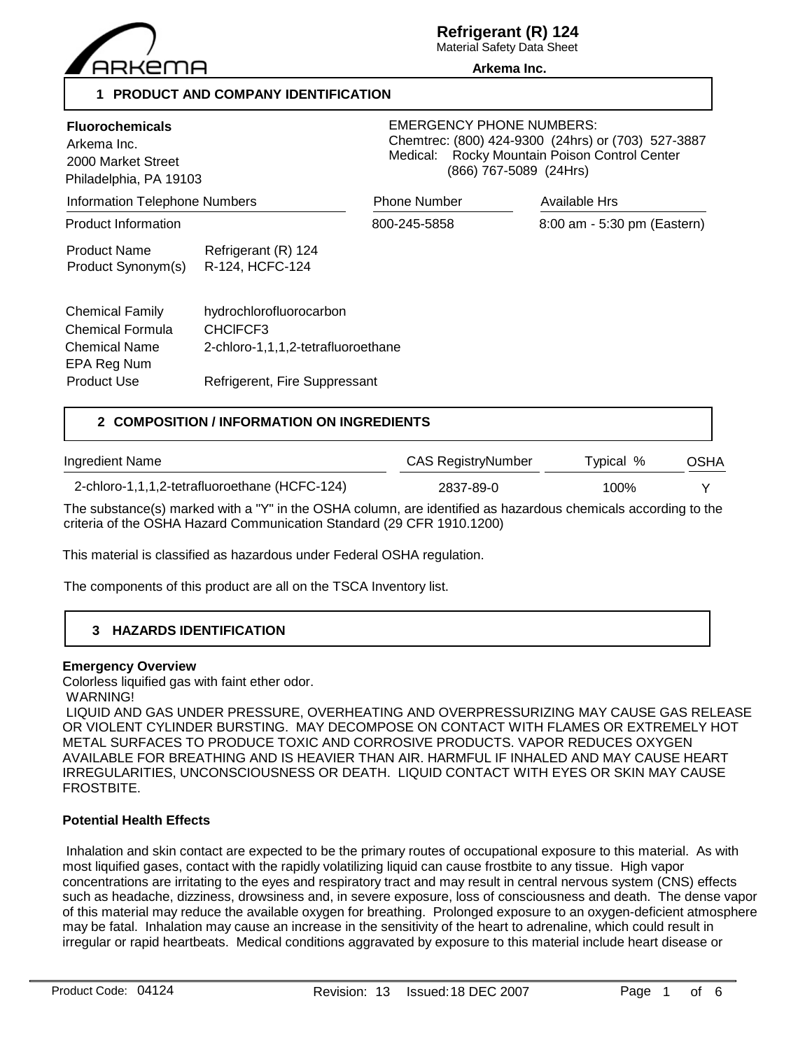# Refrigerant (R) 124

Material Safety Data Sheet

**Arkema Inc.**

## 1 PRODUCT AND COMPANY IDENTIFICATION

**Fluorochemicals**
Arkema Inc.
2000 Market Street
Philadelphia, PA 19103

EMERGENCY PHONE NUMBERS:
Chemtrec: (800) 424-9300 (24hrs) or (703) 527-3887
Medical: Rocky Mountain Poison Control Center (866) 767-5089 (24Hrs)

| Information Telephone Numbers | Phone Number | Available Hrs |
|---|---|---|
| Product Information | 800-245-5858 | 8:00 am - 5:30 pm (Eastern) |

| | |
|---|---|
| Product Name | Refrigerant (R) 124 |
| Product Synonym(s) | R-124, HCFC-124 |
| Chemical Family | hydrochlorofluorocarbon |
| Chemical Formula | $CHClFCF_3$ |
| Chemical Name | 2-chloro-1,1,1,2-tetrafluoroethane |
| EPA Reg Num | |
| Product Use | Refrigerent, Fire Suppressant |

## 2 COMPOSITION / INFORMATION ON INGREDIENTS

| Ingredient Name | CAS RegistryNumber | Typical % | OSHA |
|---|---|---|---|
| 2-chloro-1,1,1,2-tetrafluoroethane (HCFC-124) | 2837-89-0 | 100% | Y |

The substance(s) marked with a "Y" in the OSHA column, are identified as hazardous chemicals according to the criteria of the OSHA Hazard Communication Standard (29 CFR 1910.1200)

This material is classified as hazardous under Federal OSHA regulation.

The components of this product are all on the TSCA Inventory list.

## 3 HAZARDS IDENTIFICATION

**Emergency Overview**

Colorless liquified gas with faint ether odor.

WARNING!

LIQUID AND GAS UNDER PRESSURE, OVERHEATING AND OVERPRESSURIZING MAY CAUSE GAS RELEASE OR VIOLENT CYLINDER BURSTING. MAY DECOMPOSE ON CONTACT WITH FLAMES OR EXTREMELY HOT METAL SURFACES TO PRODUCE TOXIC AND CORROSIVE PRODUCTS. VAPOR REDUCES OXYGEN AVAILABLE FOR BREATHING AND IS HEAVIER THAN AIR. HARMFUL IF INHALED AND MAY CAUSE HEART IRREGULARITIES, UNCONSCIOUSNESS OR DEATH. LIQUID CONTACT WITH EYES OR SKIN MAY CAUSE FROSTBITE.

**Potential Health Effects**

Inhalation and skin contact are expected to be the primary routes of occupational exposure to this material. As with most liquified gases, contact with the rapidly volatilizing liquid can cause frostbite to any tissue. High vapor concentrations are irritating to the eyes and respiratory tract and may result in central nervous system (CNS) effects such as headache, dizziness, drowsiness and, in severe exposure, loss of consciousness and death. The dense vapor of this material may reduce the available oxygen for breathing. Prolonged exposure to an oxygen-deficient atmosphere may be fatal. Inhalation may cause an increase in the sensitivity of the heart to adrenaline, which could result in irregular or rapid heartbeats. Medical conditions aggravated by exposure to this material include heart disease or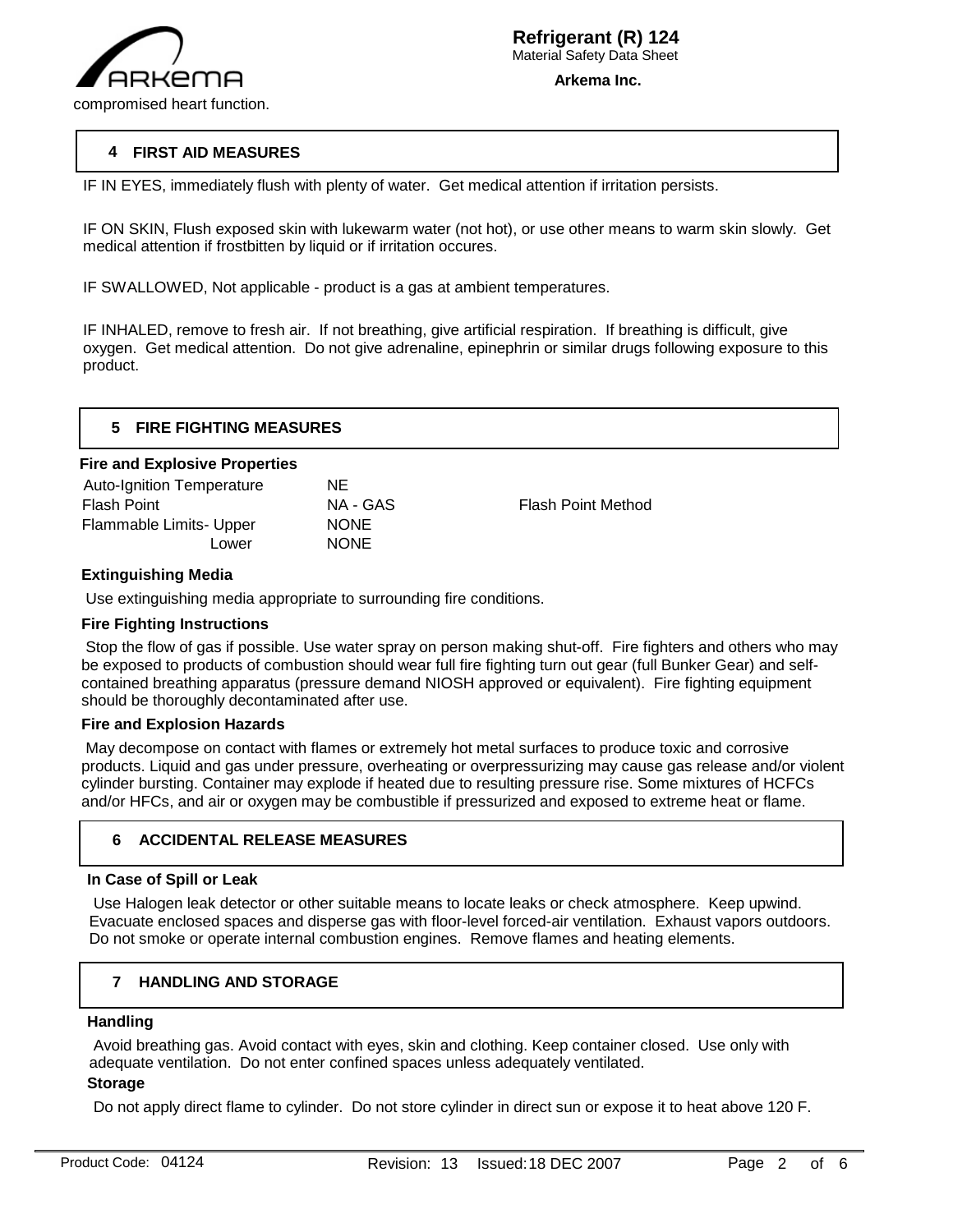compromised heart function.

## 4 FIRST AID MEASURES

IF IN EYES, immediately flush with plenty of water. Get medical attention if irritation persists.

IF ON SKIN, Flush exposed skin with lukewarm water (not hot), or use other means to warm skin slowly. Get medical attention if frostbitten by liquid or if irritation occures.

IF SWALLOWED, Not applicable - product is a gas at ambient temperatures.

IF INHALED, remove to fresh air. If not breathing, give artificial respiration. If breathing is difficult, give oxygen. Get medical attention. Do not give adrenaline, epinephrin or similar drugs following exposure to this product.

## 5 FIRE FIGHTING MEASURES

**Fire and Explosive Properties**

| | | |
|---|---|---|
| Auto-Ignition Temperature | NE | |
| Flash Point | NA - GAS | Flash Point Method |
| Flammable Limits- Upper | NONE | |
| Lower | NONE | |

**Extinguishing Media**

Use extinguishing media appropriate to surrounding fire conditions.

**Fire Fighting Instructions**

Stop the flow of gas if possible. Use water spray on person making shut-off. Fire fighters and others who may be exposed to products of combustion should wear full fire fighting turn out gear (full Bunker Gear) and self-contained breathing apparatus (pressure demand NIOSH approved or equivalent). Fire fighting equipment should be thoroughly decontaminated after use.

**Fire and Explosion Hazards**

May decompose on contact with flames or extremely hot metal surfaces to produce toxic and corrosive products. Liquid and gas under pressure, overheating or overpressurizing may cause gas release and/or violent cylinder bursting. Container may explode if heated due to resulting pressure rise. Some mixtures of HCFCs and/or HFCs, and air or oxygen may be combustible if pressurized and exposed to extreme heat or flame.

## 6 ACCIDENTAL RELEASE MEASURES

**In Case of Spill or Leak**

Use Halogen leak detector or other suitable means to locate leaks or check atmosphere. Keep upwind. Evacuate enclosed spaces and disperse gas with floor-level forced-air ventilation. Exhaust vapors outdoors. Do not smoke or operate internal combustion engines. Remove flames and heating elements.

## 7 HANDLING AND STORAGE

**Handling**

Avoid breathing gas. Avoid contact with eyes, skin and clothing. Keep container closed. Use only with adequate ventilation. Do not enter confined spaces unless adequately ventilated.

**Storage**

Do not apply direct flame to cylinder. Do not store cylinder in direct sun or expose it to heat above 120 F.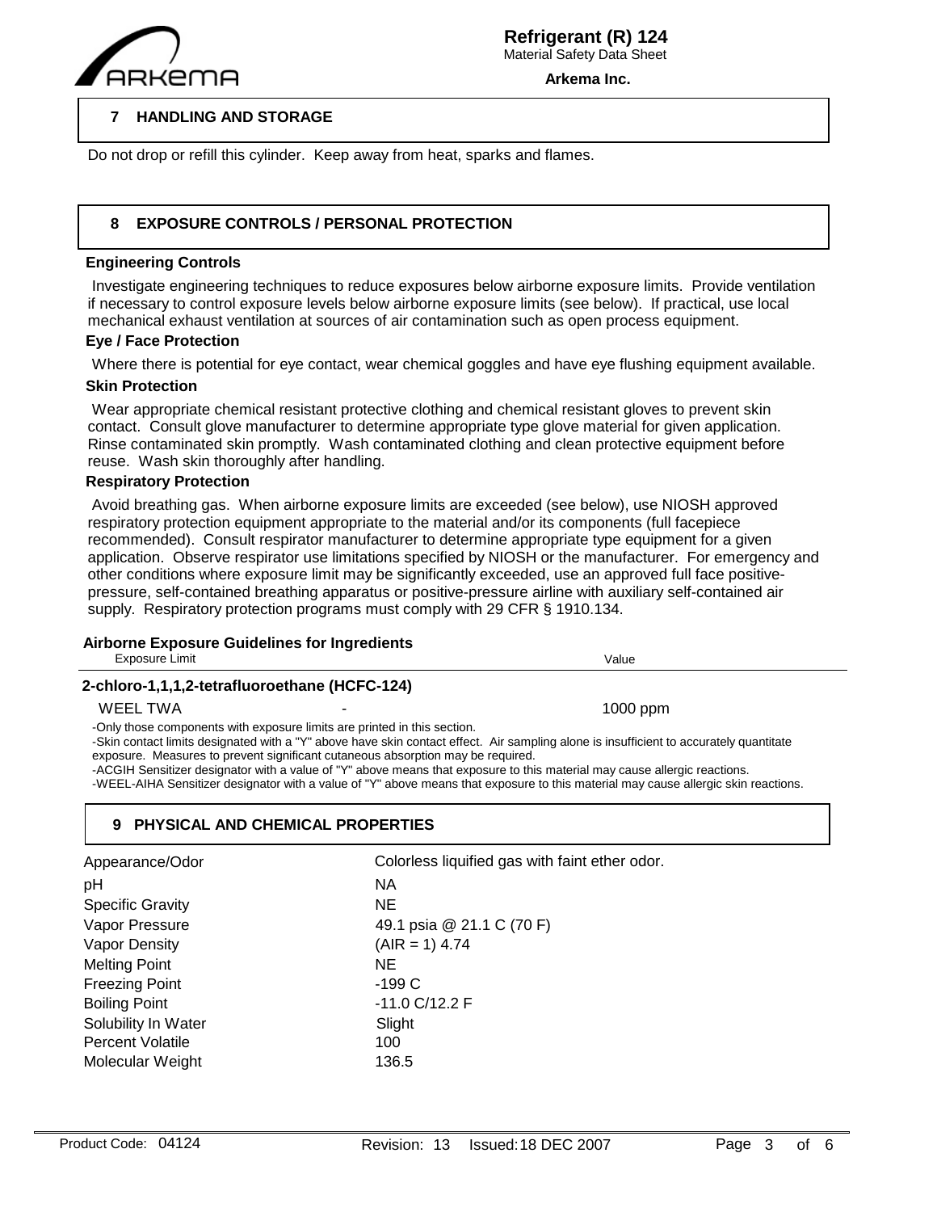## 7 HANDLING AND STORAGE

Do not drop or refill this cylinder. Keep away from heat, sparks and flames.

## 8 EXPOSURE CONTROLS / PERSONAL PROTECTION

### Engineering Controls

Investigate engineering techniques to reduce exposures below airborne exposure limits. Provide ventilation if necessary to control exposure levels below airborne exposure limits (see below). If practical, use local mechanical exhaust ventilation at sources of air contamination such as open process equipment.

### Eye / Face Protection

Where there is potential for eye contact, wear chemical goggles and have eye flushing equipment available.

### Skin Protection

Wear appropriate chemical resistant protective clothing and chemical resistant gloves to prevent skin contact. Consult glove manufacturer to determine appropriate type glove material for given application. Rinse contaminated skin promptly. Wash contaminated clothing and clean protective equipment before reuse. Wash skin thoroughly after handling.

### Respiratory Protection

Avoid breathing gas. When airborne exposure limits are exceeded (see below), use NIOSH approved respiratory protection equipment appropriate to the material and/or its components (full facepiece recommended). Consult respirator manufacturer to determine appropriate type equipment for a given application. Observe respirator use limitations specified by NIOSH or the manufacturer. For emergency and other conditions where exposure limit may be significantly exceeded, use an approved full face positive-pressure, self-contained breathing apparatus or positive-pressure airline with auxiliary self-contained air supply. Respiratory protection programs must comply with 29 CFR § 1910.134.

### Airborne Exposure Guidelines for Ingredients

| Exposure Limit | | Value |
|---|---|---|
| **2-chloro-1,1,1,2-tetrafluoroethane (HCFC-124)** | | |
| WEEL TWA | - | 1000 ppm |

-Only those components with exposure limits are printed in this section.
-Skin contact limits designated with a "Y" above have skin contact effect. Air sampling alone is insufficient to accurately quantitate exposure. Measures to prevent significant cutaneous absorption may be required.
-ACGIH Sensitizer designator with a value of "Y" above means that exposure to this material may cause allergic reactions.
-WEEL-AIHA Sensitizer designator with a value of "Y" above means that exposure to this material may cause allergic skin reactions.

## 9 PHYSICAL AND CHEMICAL PROPERTIES

| | |
|---|---|
| Appearance/Odor | Colorless liquified gas with faint ether odor. |
| pH | NA |
| Specific Gravity | NE |
| Vapor Pressure | 49.1 psia @ 21.1 C (70 F) |
| Vapor Density | (AIR = 1) 4.74 |
| Melting Point | NE |
| Freezing Point | -199 C |
| Boiling Point | -11.0 C/12.2 F |
| Solubility In Water | Slight |
| Percent Volatile | 100 |
| Molecular Weight | 136.5 |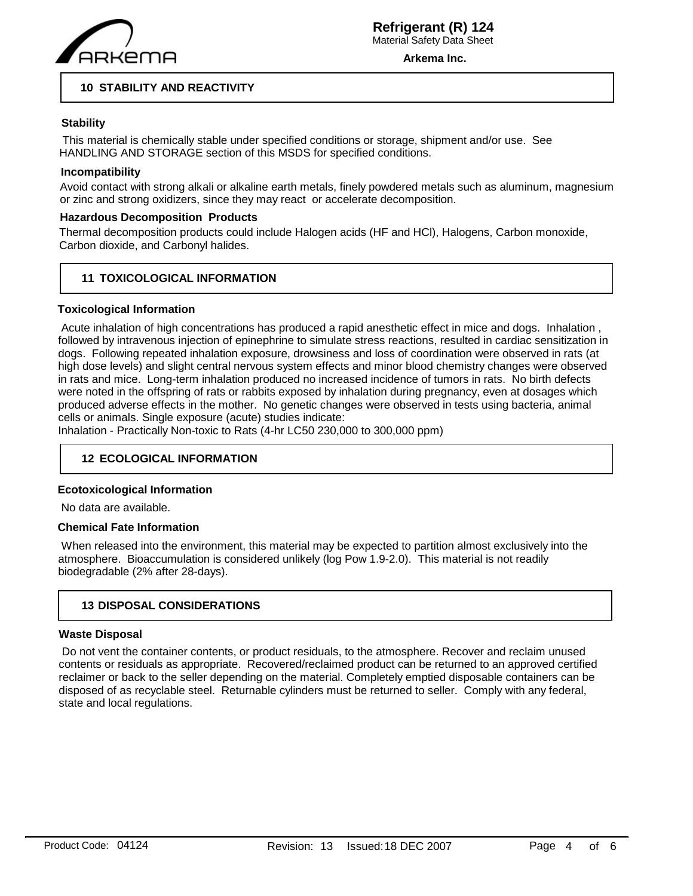## 10 STABILITY AND REACTIVITY

### Stability

This material is chemically stable under specified conditions or storage, shipment and/or use. See HANDLING AND STORAGE section of this MSDS for specified conditions.

### Incompatibility

Avoid contact with strong alkali or alkaline earth metals, finely powdered metals such as aluminum, magnesium or zinc and strong oxidizers, since they may react or accelerate decomposition.

### Hazardous Decomposition Products

Thermal decomposition products could include Halogen acids (HF and HCl), Halogens, Carbon monoxide, Carbon dioxide, and Carbonyl halides.

## 11 TOXICOLOGICAL INFORMATION

### Toxicological Information

Acute inhalation of high concentrations has produced a rapid anesthetic effect in mice and dogs. Inhalation , followed by intravenous injection of epinephrine to simulate stress reactions, resulted in cardiac sensitization in dogs. Following repeated inhalation exposure, drowsiness and loss of coordination were observed in rats (at high dose levels) and slight central nervous system effects and minor blood chemistry changes were observed in rats and mice. Long-term inhalation produced no increased incidence of tumors in rats. No birth defects were noted in the offspring of rats or rabbits exposed by inhalation during pregnancy, even at dosages which produced adverse effects in the mother. No genetic changes were observed in tests using bacteria, animal cells or animals. Single exposure (acute) studies indicate:
Inhalation - Practically Non-toxic to Rats (4-hr LC50 230,000 to 300,000 ppm)

## 12 ECOLOGICAL INFORMATION

### Ecotoxicological Information

No data are available.

### Chemical Fate Information

When released into the environment, this material may be expected to partition almost exclusively into the atmosphere. Bioaccumulation is considered unlikely (log Pow 1.9-2.0). This material is not readily biodegradable (2% after 28-days).

## 13 DISPOSAL CONSIDERATIONS

### Waste Disposal

Do not vent the container contents, or product residuals, to the atmosphere. Recover and reclaim unused contents or residuals as appropriate. Recovered/reclaimed product can be returned to an approved certified reclaimer or back to the seller depending on the material. Completely emptied disposable containers can be disposed of as recyclable steel. Returnable cylinders must be returned to seller. Comply with any federal, state and local regulations.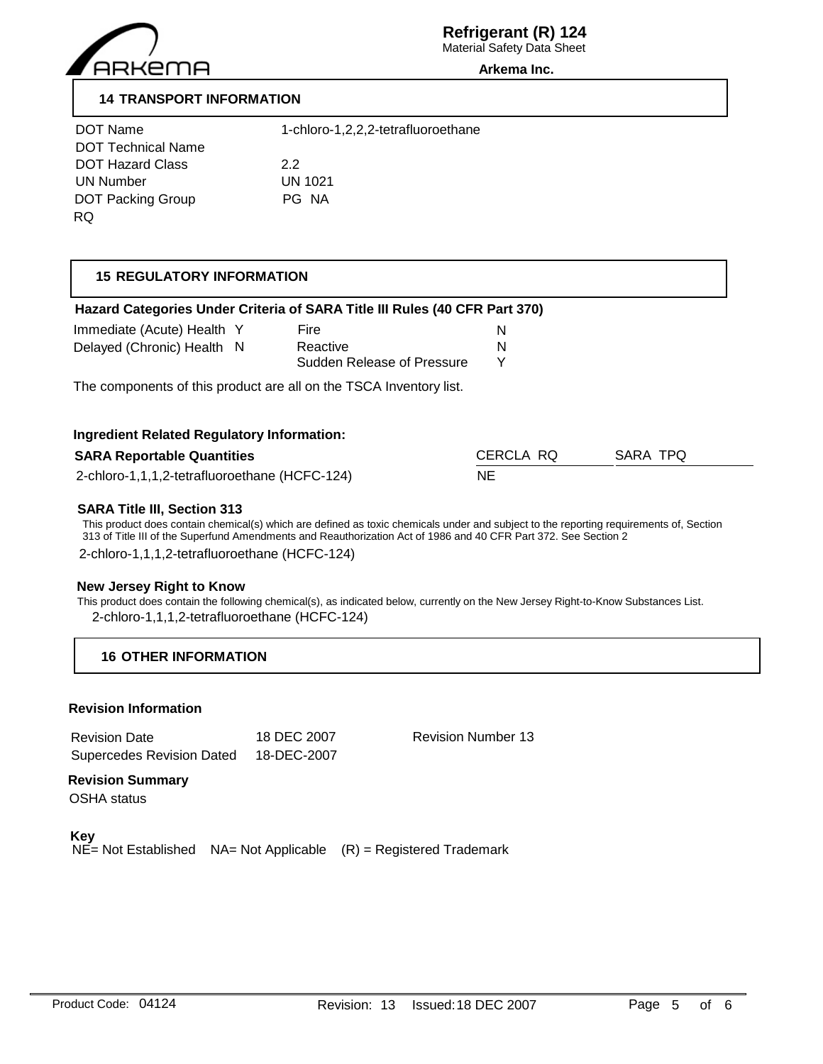## 14 TRANSPORT INFORMATION

| | |
|---|---|
| DOT Name | 1-chloro-1,2,2,2-tetrafluoroethane |
| DOT Technical Name | |
| DOT Hazard Class | 2.2 |
| UN Number | UN 1021 |
| DOT Packing Group | PG NA |
| RQ | |

## 15 REGULATORY INFORMATION

**Hazard Categories Under Criteria of SARA Title III Rules (40 CFR Part 370)**

| | | | |
|---|---|---|---|
| Immediate (Acute) Health | Y | Fire | N |
| Delayed (Chronic) Health | N | Reactive | N |
| | | Sudden Release of Pressure | Y |

The components of this product are all on the TSCA Inventory list.

**Ingredient Related Regulatory Information:**

| SARA Reportable Quantities | CERCLA RQ | SARA TPQ |
|---|---|---|
| 2-chloro-1,1,1,2-tetrafluoroethane (HCFC-124) | NE | |

**SARA Title III, Section 313**

This product does contain chemical(s) which are defined as toxic chemicals under and subject to the reporting requirements of, Section 313 of Title III of the Superfund Amendments and Reauthorization Act of 1986 and 40 CFR Part 372. See Section 2

2-chloro-1,1,1,2-tetrafluoroethane (HCFC-124)

**New Jersey Right to Know**

This product does contain the following chemical(s), as indicated below, currently on the New Jersey Right-to-Know Substances List.

2-chloro-1,1,1,2-tetrafluoroethane (HCFC-124)

## 16 OTHER INFORMATION

**Revision Information**

| | | |
|---|---|---|
| Revision Date | 18 DEC 2007 | Revision Number 13 |
| Supercedes Revision Dated | 18-DEC-2007 | |

**Revision Summary**

OSHA status

**Key**

NE= Not Established NA= Not Applicable (R) = Registered Trademark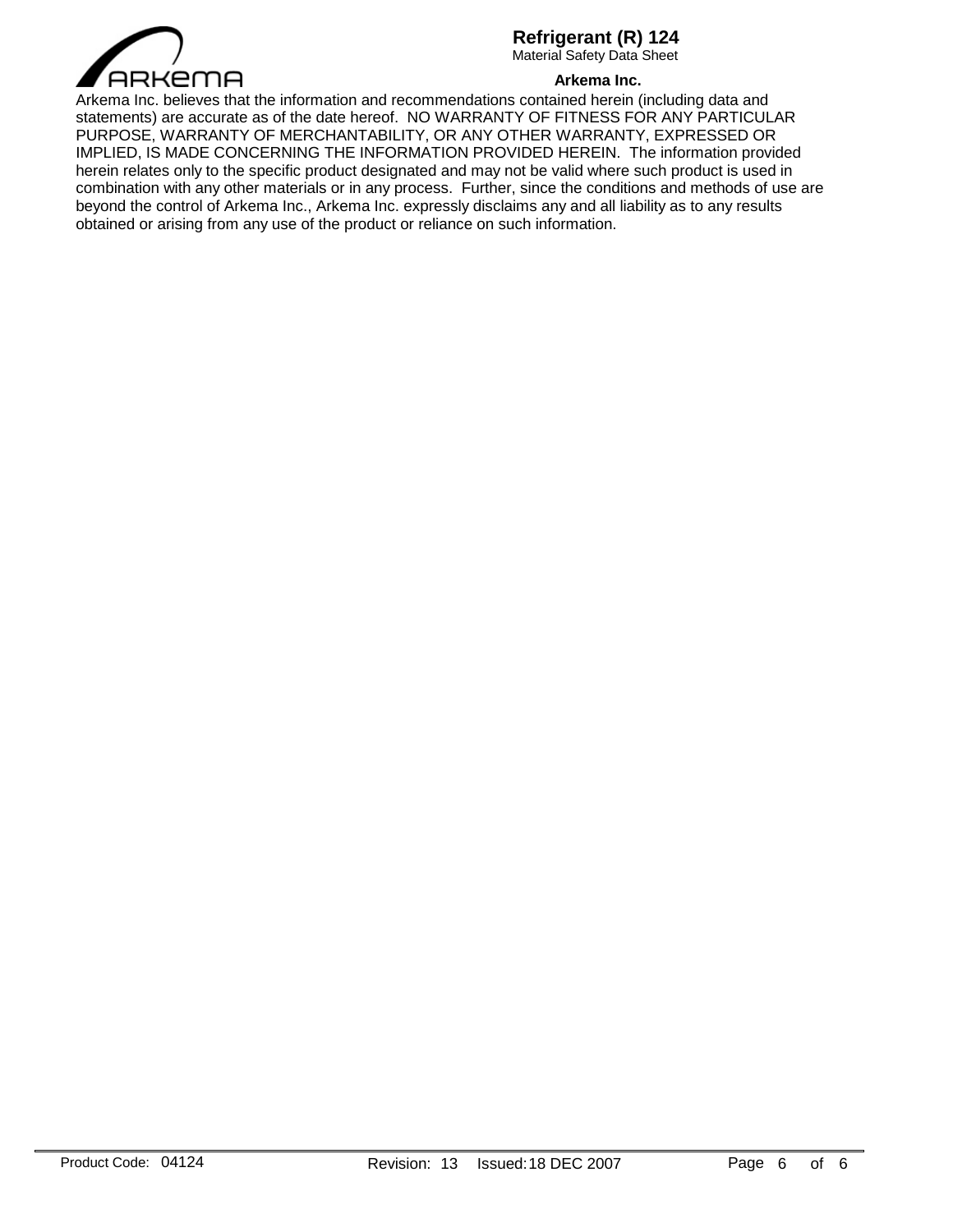Arkema Inc. believes that the information and recommendations contained herein (including data and statements) are accurate as of the date hereof. NO WARRANTY OF FITNESS FOR ANY PARTICULAR PURPOSE, WARRANTY OF MERCHANTABILITY, OR ANY OTHER WARRANTY, EXPRESSED OR IMPLIED, IS MADE CONCERNING THE INFORMATION PROVIDED HEREIN. The information provided herein relates only to the specific product designated and may not be valid where such product is used in combination with any other materials or in any process. Further, since the conditions and methods of use are beyond the control of Arkema Inc., Arkema Inc. expressly disclaims any and all liability as to any results obtained or arising from any use of the product or reliance on such information.